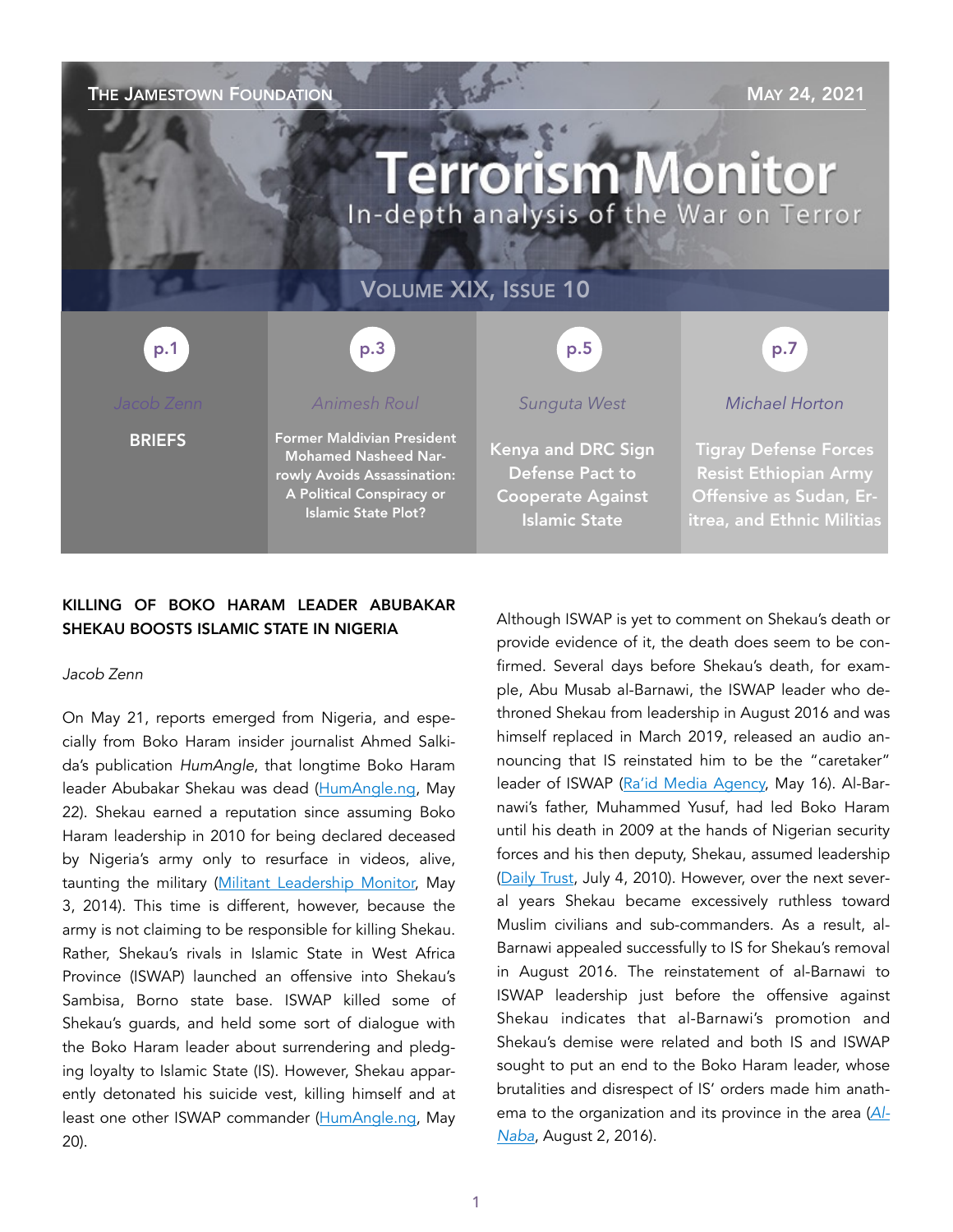THE JAMESTOWN FOUNDATION — MAY 24, 2021

# Terrorism Monitor

In-depth analysis of the War on Terror

VOLUME XIX, ISSUE 10

| p.1 | p.3 | p.5 | p.7 |
|---|---|---|---|
| Jacob Zenn | Animesh Roul | Sunguta West | Michael Horton |
| **BRIEFS** | **Former Maldivian President Mohamed Nasheed Narrowly Avoids Assassination: A Political Conspiracy or Islamic State Plot?** | **Kenya and DRC Sign Defense Pact to Cooperate Against Islamic State** | **Tigray Defense Forces Resist Ethiopian Army Offensive as Sudan, Eritrea, and Ethnic Militias** |

## KILLING OF BOKO HARAM LEADER ABUBAKAR SHEKAU BOOSTS ISLAMIC STATE IN NIGERIA

*Jacob Zenn*

On May 21, reports emerged from Nigeria, and especially from Boko Haram insider journalist Ahmed Salkida's publication *HumAngle*, that longtime Boko Haram leader Abubakar Shekau was dead (HumAngle.ng, May 22). Shekau earned a reputation since assuming Boko Haram leadership in 2010 for being declared deceased by Nigeria's army only to resurface in videos, alive, taunting the military (Militant Leadership Monitor, May 3, 2014). This time is different, however, because the army is not claiming to be responsible for killing Shekau. Rather, Shekau's rivals in Islamic State in West Africa Province (ISWAP) launched an offensive into Shekau's Sambisa, Borno state base. ISWAP killed some of Shekau's guards, and held some sort of dialogue with the Boko Haram leader about surrendering and pledging loyalty to Islamic State (IS). However, Shekau apparently detonated his suicide vest, killing himself and at least one other ISWAP commander (HumAngle.ng, May 20).

Although ISWAP is yet to comment on Shekau's death or provide evidence of it, the death does seem to be confirmed. Several days before Shekau's death, for example, Abu Musab al-Barnawi, the ISWAP leader who dethroned Shekau from leadership in August 2016 and was himself replaced in March 2019, released an audio announcing that IS reinstated him to be the "caretaker" leader of ISWAP (Ra'id Media Agency, May 16). Al-Barnawi's father, Muhammed Yusuf, had led Boko Haram until his death in 2009 at the hands of Nigerian security forces and his then deputy, Shekau, assumed leadership (Daily Trust, July 4, 2010). However, over the next several years Shekau became excessively ruthless toward Muslim civilians and sub-commanders. As a result, al-Barnawi appealed successfully to IS for Shekau's removal in August 2016. The reinstatement of al-Barnawi to ISWAP leadership just before the offensive against Shekau indicates that al-Barnawi's promotion and Shekau's demise were related and both IS and ISWAP sought to put an end to the Boko Haram leader, whose brutalities and disrespect of IS' orders made him anathema to the organization and its province in the area (*Al-Naba*, August 2, 2016).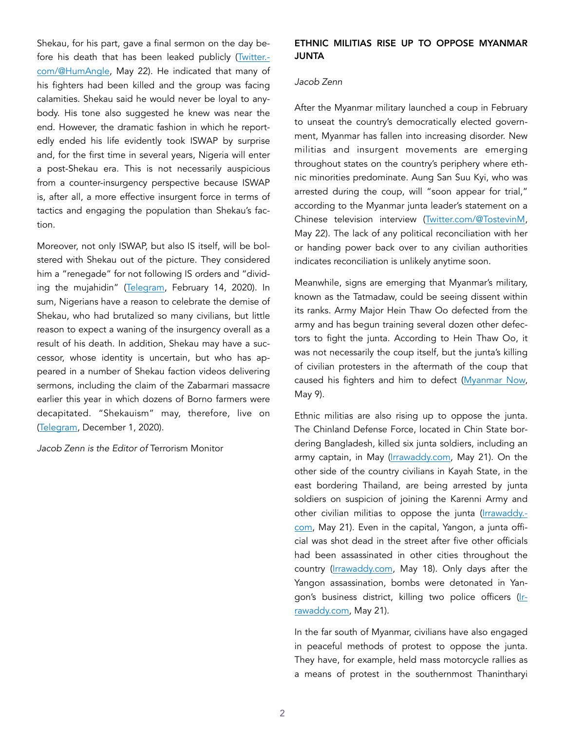Shekau, for his part, gave a final sermon on the day before his death that has been leaked publicly (Twitter.com/@HumAngle, May 22). He indicated that many of his fighters had been killed and the group was facing calamities. Shekau said he would never be loyal to anybody. His tone also suggested he knew was near the end. However, the dramatic fashion in which he reportedly ended his life evidently took ISWAP by surprise and, for the first time in several years, Nigeria will enter a post-Shekau era. This is not necessarily auspicious from a counter-insurgency perspective because ISWAP is, after all, a more effective insurgent force in terms of tactics and engaging the population than Shekau's faction.

Moreover, not only ISWAP, but also IS itself, will be bolstered with Shekau out of the picture. They considered him a "renegade" for not following IS orders and "dividing the mujahidin" (Telegram, February 14, 2020). In sum, Nigerians have a reason to celebrate the demise of Shekau, who had brutalized so many civilians, but little reason to expect a waning of the insurgency overall as a result of his death. In addition, Shekau may have a successor, whose identity is uncertain, but who has appeared in a number of Shekau faction videos delivering sermons, including the claim of the Zabarmari massacre earlier this year in which dozens of Borno farmers were decapitated. "Shekauism" may, therefore, live on (Telegram, December 1, 2020).

*Jacob Zenn is the Editor of* Terrorism Monitor

## ETHNIC MILITIAS RISE UP TO OPPOSE MYANMAR JUNTA

*Jacob Zenn*

After the Myanmar military launched a coup in February to unseat the country's democratically elected government, Myanmar has fallen into increasing disorder. New militias and insurgent movements are emerging throughout states on the country's periphery where ethnic minorities predominate. Aung San Suu Kyi, who was arrested during the coup, will "soon appear for trial," according to the Myanmar junta leader's statement on a Chinese television interview (Twitter.com/@TostevinM, May 22). The lack of any political reconciliation with her or handing power back over to any civilian authorities indicates reconciliation is unlikely anytime soon.

Meanwhile, signs are emerging that Myanmar's military, known as the Tatmadaw, could be seeing dissent within its ranks. Army Major Hein Thaw Oo defected from the army and has begun training several dozen other defectors to fight the junta. According to Hein Thaw Oo, it was not necessarily the coup itself, but the junta's killing of civilian protesters in the aftermath of the coup that caused his fighters and him to defect (Myanmar Now, May 9).

Ethnic militias are also rising up to oppose the junta. The Chinland Defense Force, located in Chin State bordering Bangladesh, killed six junta soldiers, including an army captain, in May (Irrawaddy.com, May 21). On the other side of the country civilians in Kayah State, in the east bordering Thailand, are being arrested by junta soldiers on suspicion of joining the Karenni Army and other civilian militias to oppose the junta (Irrawaddy.com, May 21). Even in the capital, Yangon, a junta official was shot dead in the street after five other officials had been assassinated in other cities throughout the country (Irrawaddy.com, May 18). Only days after the Yangon assassination, bombs were detonated in Yangon's business district, killing two police officers (Irrawaddy.com, May 21).

In the far south of Myanmar, civilians have also engaged in peaceful methods of protest to oppose the junta. They have, for example, held mass motorcycle rallies as a means of protest in the southernmost Thanintharyi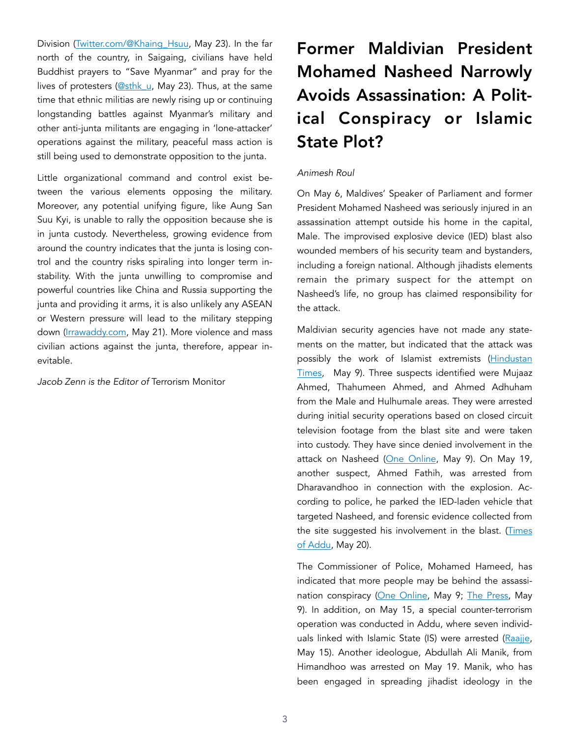Division (Twitter.com/@Khaing_Hsuu, May 23). In the far north of the country, in Saigaing, civilians have held Buddhist prayers to "Save Myanmar" and pray for the lives of protesters (@sthk_u, May 23). Thus, at the same time that ethnic militias are newly rising up or continuing longstanding battles against Myanmar's military and other anti-junta militants are engaging in 'lone-attacker' operations against the military, peaceful mass action is still being used to demonstrate opposition to the junta.

Little organizational command and control exist between the various elements opposing the military. Moreover, any potential unifying figure, like Aung San Suu Kyi, is unable to rally the opposition because she is in junta custody. Nevertheless, growing evidence from around the country indicates that the junta is losing control and the country risks spiraling into longer term instability. With the junta unwilling to compromise and powerful countries like China and Russia supporting the junta and providing it arms, it is also unlikely any ASEAN or Western pressure will lead to the military stepping down (Irrawaddy.com, May 21). More violence and mass civilian actions against the junta, therefore, appear inevitable.

*Jacob Zenn is the Editor of* Terrorism Monitor

# Former Maldivian President Mohamed Nasheed Narrowly Avoids Assassination: A Political Conspiracy or Islamic State Plot?

*Animesh Roul*

On May 6, Maldives' Speaker of Parliament and former President Mohamed Nasheed was seriously injured in an assassination attempt outside his home in the capital, Male. The improvised explosive device (IED) blast also wounded members of his security team and bystanders, including a foreign national. Although jihadists elements remain the primary suspect for the attempt on Nasheed's life, no group has claimed responsibility for the attack.

Maldivian security agencies have not made any statements on the matter, but indicated that the attack was possibly the work of Islamist extremists (Hindustan Times, May 9). Three suspects identified were Mujaaz Ahmed, Thahumeen Ahmed, and Ahmed Adhuham from the Male and Hulhumale areas. They were arrested during initial security operations based on closed circuit television footage from the blast site and were taken into custody. They have since denied involvement in the attack on Nasheed (One Online, May 9). On May 19, another suspect, Ahmed Fathih, was arrested from Dharavandhoo in connection with the explosion. According to police, he parked the IED-laden vehicle that targeted Nasheed, and forensic evidence collected from the site suggested his involvement in the blast. (Times of Addu, May 20).

The Commissioner of Police, Mohamed Hameed, has indicated that more people may be behind the assassination conspiracy (One Online, May 9; The Press, May 9). In addition, on May 15, a special counter-terrorism operation was conducted in Addu, where seven individuals linked with Islamic State (IS) were arrested (Raajje, May 15). Another ideologue, Abdullah Ali Manik, from Himandhoo was arrested on May 19. Manik, who has been engaged in spreading jihadist ideology in the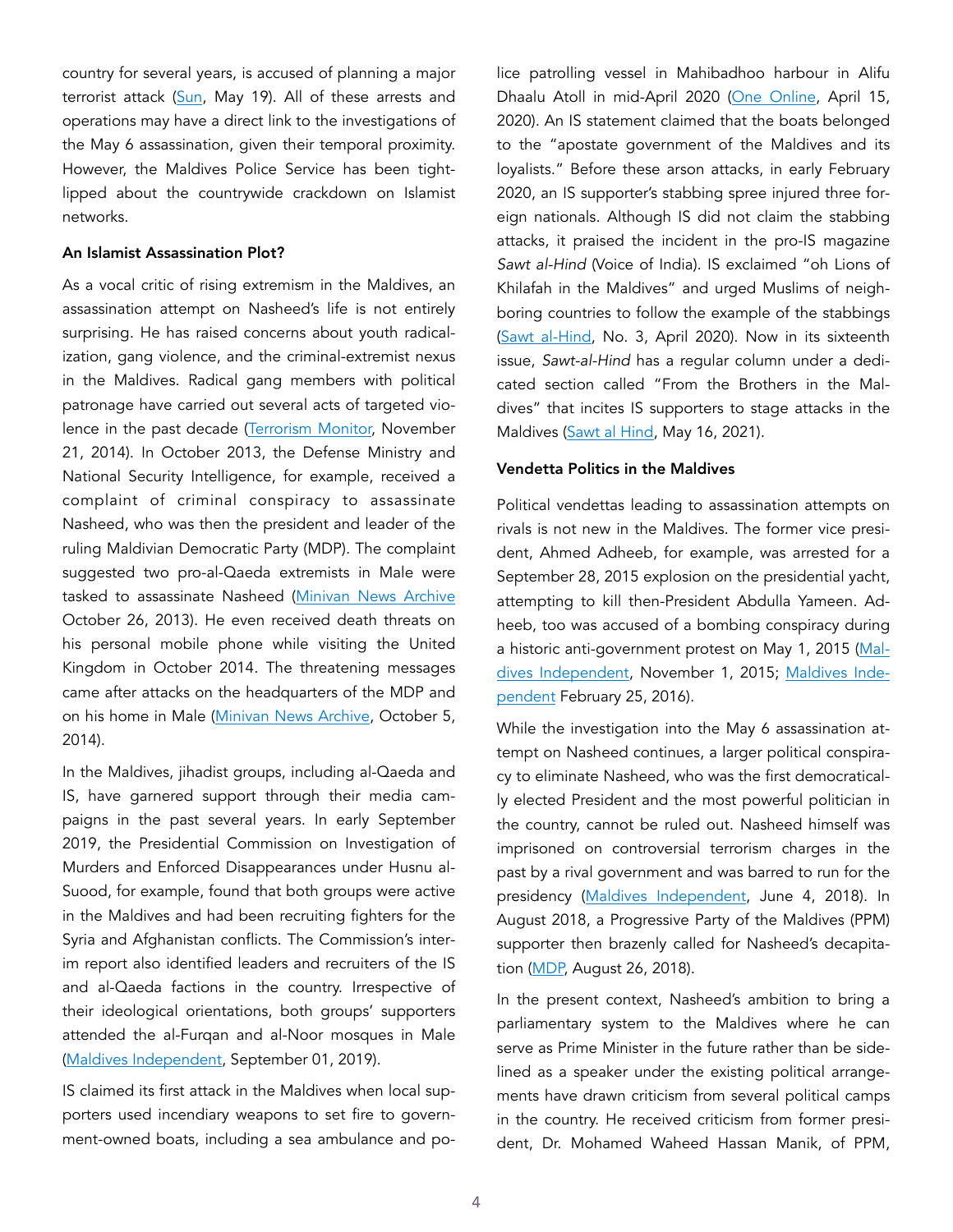country for several years, is accused of planning a major terrorist attack (Sun, May 19). All of these arrests and operations may have a direct link to the investigations of the May 6 assassination, given their temporal proximity. However, the Maldives Police Service has been tight-lipped about the countrywide crackdown on Islamist networks.

**An Islamist Assassination Plot?**

As a vocal critic of rising extremism in the Maldives, an assassination attempt on Nasheed's life is not entirely surprising. He has raised concerns about youth radicalization, gang violence, and the criminal-extremist nexus in the Maldives. Radical gang members with political patronage have carried out several acts of targeted violence in the past decade (Terrorism Monitor, November 21, 2014). In October 2013, the Defense Ministry and National Security Intelligence, for example, received a complaint of criminal conspiracy to assassinate Nasheed, who was then the president and leader of the ruling Maldivian Democratic Party (MDP). The complaint suggested two pro-al-Qaeda extremists in Male were tasked to assassinate Nasheed (Minivan News Archive October 26, 2013). He even received death threats on his personal mobile phone while visiting the United Kingdom in October 2014. The threatening messages came after attacks on the headquarters of the MDP and on his home in Male (Minivan News Archive, October 5, 2014).

In the Maldives, jihadist groups, including al-Qaeda and IS, have garnered support through their media campaigns in the past several years. In early September 2019, the Presidential Commission on Investigation of Murders and Enforced Disappearances under Husnu al-Suood, for example, found that both groups were active in the Maldives and had been recruiting fighters for the Syria and Afghanistan conflicts. The Commission's interim report also identified leaders and recruiters of the IS and al-Qaeda factions in the country. Irrespective of their ideological orientations, both groups' supporters attended the al-Furqan and al-Noor mosques in Male (Maldives Independent, September 01, 2019).

IS claimed its first attack in the Maldives when local supporters used incendiary weapons to set fire to government-owned boats, including a sea ambulance and police patrolling vessel in Mahibadhoo harbour in Alifu Dhaalu Atoll in mid-April 2020 (One Online, April 15, 2020). An IS statement claimed that the boats belonged to the "apostate government of the Maldives and its loyalists." Before these arson attacks, in early February 2020, an IS supporter's stabbing spree injured three foreign nationals. Although IS did not claim the stabbing attacks, it praised the incident in the pro-IS magazine *Sawt al-Hind* (Voice of India). IS exclaimed "oh Lions of Khilafah in the Maldives" and urged Muslims of neighboring countries to follow the example of the stabbings (Sawt al-Hind, No. 3, April 2020). Now in its sixteenth issue, *Sawt-al-Hind* has a regular column under a dedicated section called "From the Brothers in the Maldives" that incites IS supporters to stage attacks in the Maldives (Sawt al Hind, May 16, 2021).

**Vendetta Politics in the Maldives**

Political vendettas leading to assassination attempts on rivals is not new in the Maldives. The former vice president, Ahmed Adheeb, for example, was arrested for a September 28, 2015 explosion on the presidential yacht, attempting to kill then-President Abdulla Yameen. Adheeb, too was accused of a bombing conspiracy during a historic anti-government protest on May 1, 2015 (Maldives Independent, November 1, 2015; Maldives Independent February 25, 2016).

While the investigation into the May 6 assassination attempt on Nasheed continues, a larger political conspiracy to eliminate Nasheed, who was the first democratically elected President and the most powerful politician in the country, cannot be ruled out. Nasheed himself was imprisoned on controversial terrorism charges in the past by a rival government and was barred to run for the presidency (Maldives Independent, June 4, 2018). In August 2018, a Progressive Party of the Maldives (PPM) supporter then brazenly called for Nasheed's decapitation (MDP, August 26, 2018).

In the present context, Nasheed's ambition to bring a parliamentary system to the Maldives where he can serve as Prime Minister in the future rather than be sidelined as a speaker under the existing political arrangements have drawn criticism from several political camps in the country. He received criticism from former president, Dr. Mohamed Waheed Hassan Manik, of PPM,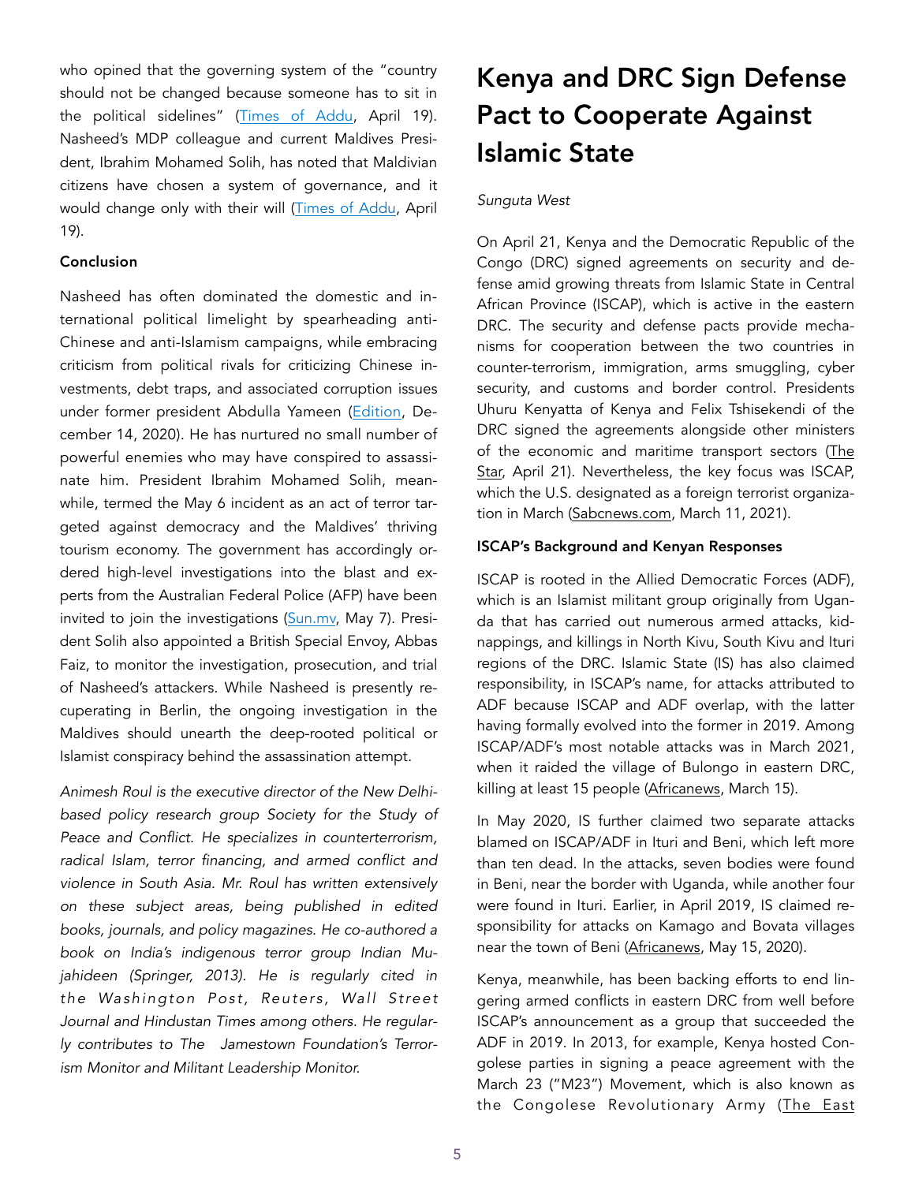who opined that the governing system of the "country should not be changed because someone has to sit in the political sidelines" (Times of Addu, April 19). Nasheed's MDP colleague and current Maldives President, Ibrahim Mohamed Solih, has noted that Maldivian citizens have chosen a system of governance, and it would change only with their will (Times of Addu, April 19).

**Conclusion**

Nasheed has often dominated the domestic and international political limelight by spearheading anti-Chinese and anti-Islamism campaigns, while embracing criticism from political rivals for criticizing Chinese investments, debt traps, and associated corruption issues under former president Abdulla Yameen (Edition, December 14, 2020). He has nurtured no small number of powerful enemies who may have conspired to assassinate him. President Ibrahim Mohamed Solih, meanwhile, termed the May 6 incident as an act of terror targeted against democracy and the Maldives' thriving tourism economy. The government has accordingly ordered high-level investigations into the blast and experts from the Australian Federal Police (AFP) have been invited to join the investigations (Sun.mv, May 7). President Solih also appointed a British Special Envoy, Abbas Faiz, to monitor the investigation, prosecution, and trial of Nasheed's attackers. While Nasheed is presently recuperating in Berlin, the ongoing investigation in the Maldives should unearth the deep-rooted political or Islamist conspiracy behind the assassination attempt.

*Animesh Roul is the executive director of the New Delhi-based policy research group Society for the Study of Peace and Conflict. He specializes in counterterrorism, radical Islam, terror financing, and armed conflict and violence in South Asia. Mr. Roul has written extensively on these subject areas, being published in edited books, journals, and policy magazines. He co-authored a book on India's indigenous terror group Indian Mujahideen (Springer, 2013). He is regularly cited in the Washington Post, Reuters, Wall Street Journal and Hindustan Times among others. He regularly contributes to The Jamestown Foundation's Terrorism Monitor and Militant Leadership Monitor.*

# Kenya and DRC Sign Defense Pact to Cooperate Against Islamic State

*Sunguta West*

On April 21, Kenya and the Democratic Republic of the Congo (DRC) signed agreements on security and defense amid growing threats from Islamic State in Central African Province (ISCAP), which is active in the eastern DRC. The security and defense pacts provide mechanisms for cooperation between the two countries in counter-terrorism, immigration, arms smuggling, cyber security, and customs and border control. Presidents Uhuru Kenyatta of Kenya and Felix Tshisekendi of the DRC signed the agreements alongside other ministers of the economic and maritime transport sectors (The Star, April 21). Nevertheless, the key focus was ISCAP, which the U.S. designated as a foreign terrorist organization in March (Sabcnews.com, March 11, 2021).

**ISCAP's Background and Kenyan Responses**

ISCAP is rooted in the Allied Democratic Forces (ADF), which is an Islamist militant group originally from Uganda that has carried out numerous armed attacks, kidnappings, and killings in North Kivu, South Kivu and Ituri regions of the DRC. Islamic State (IS) has also claimed responsibility, in ISCAP's name, for attacks attributed to ADF because ISCAP and ADF overlap, with the latter having formally evolved into the former in 2019. Among ISCAP/ADF's most notable attacks was in March 2021, when it raided the village of Bulongo in eastern DRC, killing at least 15 people (Africanews, March 15).

In May 2020, IS further claimed two separate attacks blamed on ISCAP/ADF in Ituri and Beni, which left more than ten dead. In the attacks, seven bodies were found in Beni, near the border with Uganda, while another four were found in Ituri. Earlier, in April 2019, IS claimed responsibility for attacks on Kamago and Bovata villages near the town of Beni (Africanews, May 15, 2020).

Kenya, meanwhile, has been backing efforts to end lingering armed conflicts in eastern DRC from well before ISCAP's announcement as a group that succeeded the ADF in 2019. In 2013, for example, Kenya hosted Congolese parties in signing a peace agreement with the March 23 ("M23") Movement, which is also known as the Congolese Revolutionary Army (The East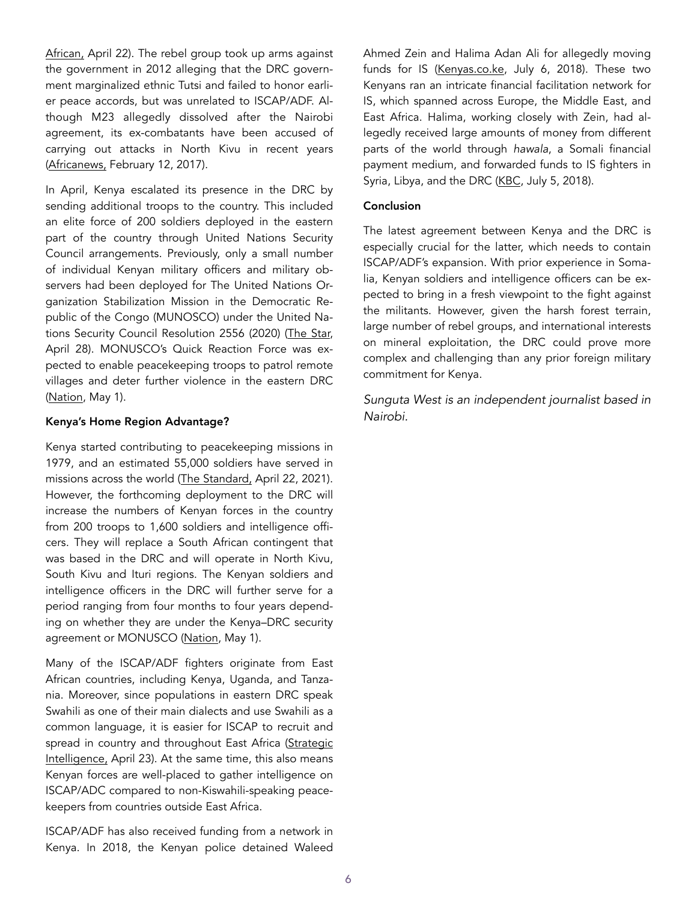African, April 22). The rebel group took up arms against the government in 2012 alleging that the DRC government marginalized ethnic Tutsi and failed to honor earlier peace accords, but was unrelated to ISCAP/ADF. Although M23 allegedly dissolved after the Nairobi agreement, its ex-combatants have been accused of carrying out attacks in North Kivu in recent years (Africanews, February 12, 2017).

In April, Kenya escalated its presence in the DRC by sending additional troops to the country. This included an elite force of 200 soldiers deployed in the eastern part of the country through United Nations Security Council arrangements. Previously, only a small number of individual Kenyan military officers and military observers had been deployed for The United Nations Organization Stabilization Mission in the Democratic Republic of the Congo (MUNOSCO) under the United Nations Security Council Resolution 2556 (2020) (The Star, April 28). MONUSCO's Quick Reaction Force was expected to enable peacekeeping troops to patrol remote villages and deter further violence in the eastern DRC (Nation, May 1).

**Kenya's Home Region Advantage?**

Kenya started contributing to peacekeeping missions in 1979, and an estimated 55,000 soldiers have served in missions across the world (The Standard, April 22, 2021). However, the forthcoming deployment to the DRC will increase the numbers of Kenyan forces in the country from 200 troops to 1,600 soldiers and intelligence officers. They will replace a South African contingent that was based in the DRC and will operate in North Kivu, South Kivu and Ituri regions. The Kenyan soldiers and intelligence officers in the DRC will further serve for a period ranging from four months to four years depending on whether they are under the Kenya–DRC security agreement or MONUSCO (Nation, May 1).

Many of the ISCAP/ADF fighters originate from East African countries, including Kenya, Uganda, and Tanzania. Moreover, since populations in eastern DRC speak Swahili as one of their main dialects and use Swahili as a common language, it is easier for ISCAP to recruit and spread in country and throughout East Africa (Strategic Intelligence, April 23). At the same time, this also means Kenyan forces are well-placed to gather intelligence on ISCAP/ADC compared to non-Kiswahili-speaking peacekeepers from countries outside East Africa.

ISCAP/ADF has also received funding from a network in Kenya. In 2018, the Kenyan police detained Waleed Ahmed Zein and Halima Adan Ali for allegedly moving funds for IS (Kenyas.co.ke, July 6, 2018). These two Kenyans ran an intricate financial facilitation network for IS, which spanned across Europe, the Middle East, and East Africa. Halima, working closely with Zein, had allegedly received large amounts of money from different parts of the world through *hawala*, a Somali financial payment medium, and forwarded funds to IS fighters in Syria, Libya, and the DRC (KBC, July 5, 2018).

**Conclusion**

The latest agreement between Kenya and the DRC is especially crucial for the latter, which needs to contain ISCAP/ADF's expansion. With prior experience in Somalia, Kenyan soldiers and intelligence officers can be expected to bring in a fresh viewpoint to the fight against the militants. However, given the harsh forest terrain, large number of rebel groups, and international interests on mineral exploitation, the DRC could prove more complex and challenging than any prior foreign military commitment for Kenya.

*Sunguta West is an independent journalist based in Nairobi.*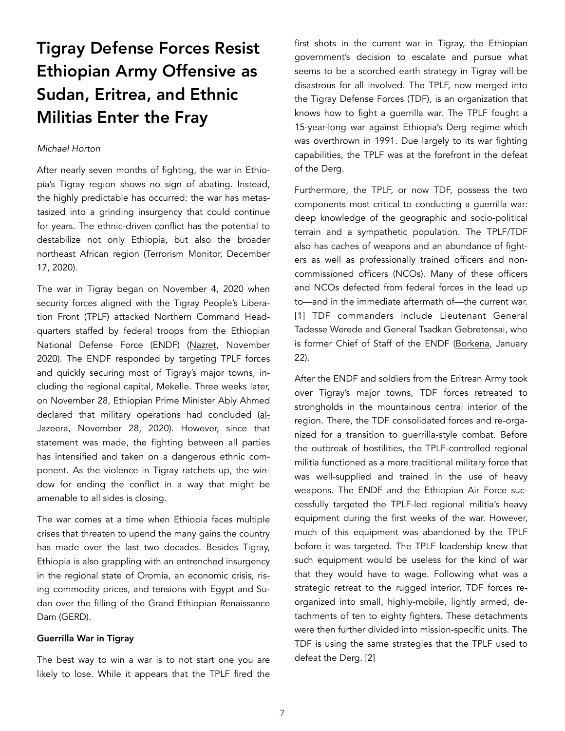# Tigray Defense Forces Resist Ethiopian Army Offensive as Sudan, Eritrea, and Ethnic Militias Enter the Fray

*Michael Horton*

After nearly seven months of fighting, the war in Ethiopia's Tigray region shows no sign of abating. Instead, the highly predictable has occurred: the war has metastasized into a grinding insurgency that could continue for years. The ethnic-driven conflict has the potential to destabilize not only Ethiopia, but also the broader northeast African region (Terrorism Monitor, December 17, 2020).

The war in Tigray began on November 4, 2020 when security forces aligned with the Tigray People's Liberation Front (TPLF) attacked Northern Command Headquarters staffed by federal troops from the Ethiopian National Defense Force (ENDF) (Nazret, November 2020). The ENDF responded by targeting TPLF forces and quickly securing most of Tigray's major towns, including the regional capital, Mekelle. Three weeks later, on November 28, Ethiopian Prime Minister Abiy Ahmed declared that military operations had concluded (al-Jazeera, November 28, 2020). However, since that statement was made, the fighting between all parties has intensified and taken on a dangerous ethnic component. As the violence in Tigray ratchets up, the window for ending the conflict in a way that might be amenable to all sides is closing.

The war comes at a time when Ethiopia faces multiple crises that threaten to upend the many gains the country has made over the last two decades. Besides Tigray, Ethiopia is also grappling with an entrenched insurgency in the regional state of Oromia, an economic crisis, rising commodity prices, and tensions with Egypt and Sudan over the filling of the Grand Ethiopian Renaissance Dam (GERD).

**Guerrilla War in Tigray**

The best way to win a war is to not start one you are likely to lose. While it appears that the TPLF fired the first shots in the current war in Tigray, the Ethiopian government's decision to escalate and pursue what seems to be a scorched earth strategy in Tigray will be disastrous for all involved. The TPLF, now merged into the Tigray Defense Forces (TDF), is an organization that knows how to fight a guerrilla war. The TPLF fought a 15-year-long war against Ethiopia's Derg regime which was overthrown in 1991. Due largely to its war fighting capabilities, the TPLF was at the forefront in the defeat of the Derg.

Furthermore, the TPLF, or now TDF, possess the two components most critical to conducting a guerrilla war: deep knowledge of the geographic and socio-political terrain and a sympathetic population. The TPLF/TDF also has caches of weapons and an abundance of fighters as well as professionally trained officers and non-commissioned officers (NCOs). Many of these officers and NCOs defected from federal forces in the lead up to—and in the immediate aftermath of—the current war. [1] TDF commanders include Lieutenant General Tadesse Werede and General Tsadkan Gebretensai, who is former Chief of Staff of the ENDF (Borkena, January 22).

After the ENDF and soldiers from the Eritrean Army took over Tigray's major towns, TDF forces retreated to strongholds in the mountainous central interior of the region. There, the TDF consolidated forces and re-organized for a transition to guerrilla-style combat. Before the outbreak of hostilities, the TPLF-controlled regional militia functioned as a more traditional military force that was well-supplied and trained in the use of heavy weapons. The ENDF and the Ethiopian Air Force successfully targeted the TPLF-led regional militia's heavy equipment during the first weeks of the war. However, much of this equipment was abandoned by the TPLF before it was targeted. The TPLF leadership knew that such equipment would be useless for the kind of war that they would have to wage. Following what was a strategic retreat to the rugged interior, TDF forces reorganized into small, highly-mobile, lightly armed, detachments of ten to eighty fighters. These detachments were then further divided into mission-specific units. The TDF is using the same strategies that the TPLF used to defeat the Derg. [2]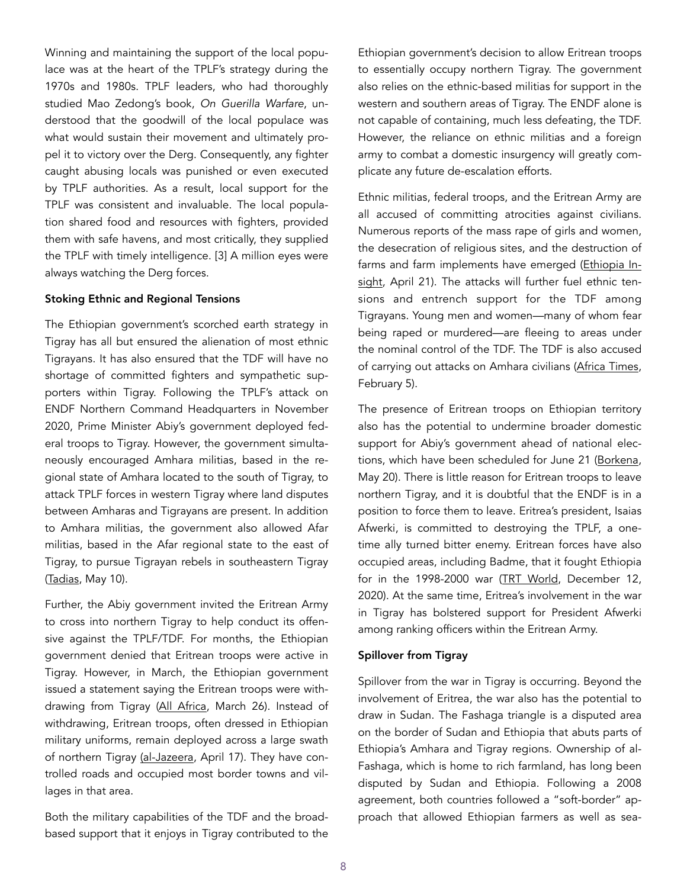Winning and maintaining the support of the local populace was at the heart of the TPLF's strategy during the 1970s and 1980s. TPLF leaders, who had thoroughly studied Mao Zedong's book, *On Guerilla Warfare*, understood that the goodwill of the local populace was what would sustain their movement and ultimately propel it to victory over the Derg. Consequently, any fighter caught abusing locals was punished or even executed by TPLF authorities. As a result, local support for the TPLF was consistent and invaluable. The local population shared food and resources with fighters, provided them with safe havens, and most critically, they supplied the TPLF with timely intelligence. [3] A million eyes were always watching the Derg forces.

**Stoking Ethnic and Regional Tensions**

The Ethiopian government's scorched earth strategy in Tigray has all but ensured the alienation of most ethnic Tigrayans. It has also ensured that the TDF will have no shortage of committed fighters and sympathetic supporters within Tigray. Following the TPLF's attack on ENDF Northern Command Headquarters in November 2020, Prime Minister Abiy's government deployed federal troops to Tigray. However, the government simultaneously encouraged Amhara militias, based in the regional state of Amhara located to the south of Tigray, to attack TPLF forces in western Tigray where land disputes between Amharas and Tigrayans are present. In addition to Amhara militias, the government also allowed Afar militias, based in the Afar regional state to the east of Tigray, to pursue Tigrayan rebels in southeastern Tigray (Tadias, May 10).

Further, the Abiy government invited the Eritrean Army to cross into northern Tigray to help conduct its offensive against the TPLF/TDF. For months, the Ethiopian government denied that Eritrean troops were active in Tigray. However, in March, the Ethiopian government issued a statement saying the Eritrean troops were withdrawing from Tigray (All Africa, March 26). Instead of withdrawing, Eritrean troops, often dressed in Ethiopian military uniforms, remain deployed across a large swath of northern Tigray (al-Jazeera, April 17). They have controlled roads and occupied most border towns and villages in that area.

Both the military capabilities of the TDF and the broad-based support that it enjoys in Tigray contributed to the Ethiopian government's decision to allow Eritrean troops to essentially occupy northern Tigray. The government also relies on the ethnic-based militias for support in the western and southern areas of Tigray. The ENDF alone is not capable of containing, much less defeating, the TDF. However, the reliance on ethnic militias and a foreign army to combat a domestic insurgency will greatly complicate any future de-escalation efforts.

Ethnic militias, federal troops, and the Eritrean Army are all accused of committing atrocities against civilians. Numerous reports of the mass rape of girls and women, the desecration of religious sites, and the destruction of farms and farm implements have emerged (Ethiopia Insight, April 21). The attacks will further fuel ethnic tensions and entrench support for the TDF among Tigrayans. Young men and women—many of whom fear being raped or murdered—are fleeing to areas under the nominal control of the TDF. The TDF is also accused of carrying out attacks on Amhara civilians (Africa Times, February 5).

The presence of Eritrean troops on Ethiopian territory also has the potential to undermine broader domestic support for Abiy's government ahead of national elections, which have been scheduled for June 21 (Borkena, May 20). There is little reason for Eritrean troops to leave northern Tigray, and it is doubtful that the ENDF is in a position to force them to leave. Eritrea's president, Isaias Afwerki, is committed to destroying the TPLF, a onetime ally turned bitter enemy. Eritrean forces have also occupied areas, including Badme, that it fought Ethiopia for in the 1998-2000 war (TRT World, December 12, 2020). At the same time, Eritrea's involvement in the war in Tigray has bolstered support for President Afwerki among ranking officers within the Eritrean Army.

**Spillover from Tigray**

Spillover from the war in Tigray is occurring. Beyond the involvement of Eritrea, the war also has the potential to draw in Sudan. The Fashaga triangle is a disputed area on the border of Sudan and Ethiopia that abuts parts of Ethiopia's Amhara and Tigray regions. Ownership of al-Fashaga, which is home to rich farmland, has long been disputed by Sudan and Ethiopia. Following a 2008 agreement, both countries followed a "soft-border" approach that allowed Ethiopian farmers as well as sea-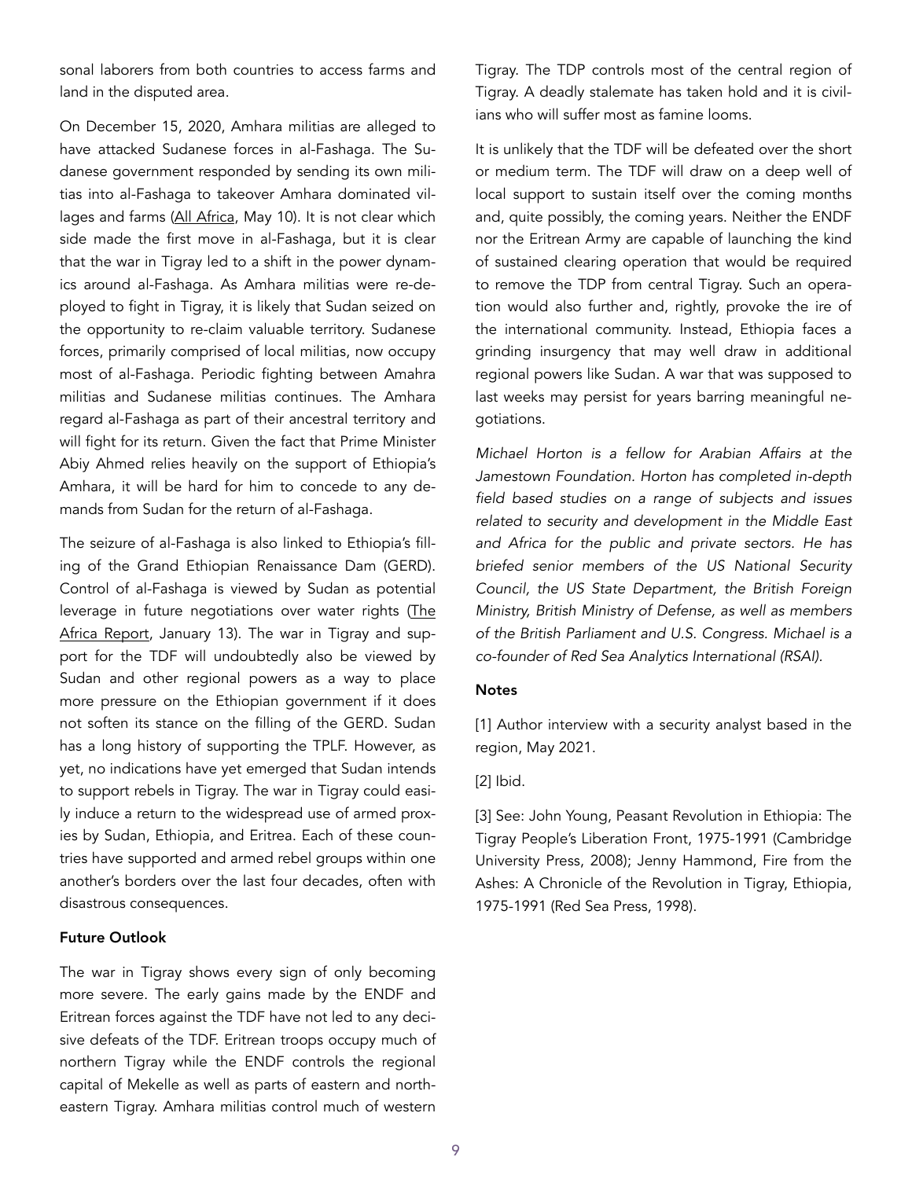sonal laborers from both countries to access farms and land in the disputed area.

On December 15, 2020, Amhara militias are alleged to have attacked Sudanese forces in al-Fashaga. The Sudanese government responded by sending its own militias into al-Fashaga to takeover Amhara dominated villages and farms (All Africa, May 10). It is not clear which side made the first move in al-Fashaga, but it is clear that the war in Tigray led to a shift in the power dynamics around al-Fashaga. As Amhara militias were re-deployed to fight in Tigray, it is likely that Sudan seized on the opportunity to re-claim valuable territory. Sudanese forces, primarily comprised of local militias, now occupy most of al-Fashaga. Periodic fighting between Amahra militias and Sudanese militias continues. The Amhara regard al-Fashaga as part of their ancestral territory and will fight for its return. Given the fact that Prime Minister Abiy Ahmed relies heavily on the support of Ethiopia's Amhara, it will be hard for him to concede to any demands from Sudan for the return of al-Fashaga.

The seizure of al-Fashaga is also linked to Ethiopia's filling of the Grand Ethiopian Renaissance Dam (GERD). Control of al-Fashaga is viewed by Sudan as potential leverage in future negotiations over water rights (The Africa Report, January 13). The war in Tigray and support for the TDF will undoubtedly also be viewed by Sudan and other regional powers as a way to place more pressure on the Ethiopian government if it does not soften its stance on the filling of the GERD. Sudan has a long history of supporting the TPLF. However, as yet, no indications have yet emerged that Sudan intends to support rebels in Tigray. The war in Tigray could easily induce a return to the widespread use of armed proxies by Sudan, Ethiopia, and Eritrea. Each of these countries have supported and armed rebel groups within one another's borders over the last four decades, often with disastrous consequences.

**Future Outlook**

The war in Tigray shows every sign of only becoming more severe. The early gains made by the ENDF and Eritrean forces against the TDF have not led to any decisive defeats of the TDF. Eritrean troops occupy much of northern Tigray while the ENDF controls the regional capital of Mekelle as well as parts of eastern and northeastern Tigray. Amhara militias control much of western Tigray. The TDP controls most of the central region of Tigray. A deadly stalemate has taken hold and it is civilians who will suffer most as famine looms.

It is unlikely that the TDF will be defeated over the short or medium term. The TDF will draw on a deep well of local support to sustain itself over the coming months and, quite possibly, the coming years. Neither the ENDF nor the Eritrean Army are capable of launching the kind of sustained clearing operation that would be required to remove the TDP from central Tigray. Such an operation would also further and, rightly, provoke the ire of the international community. Instead, Ethiopia faces a grinding insurgency that may well draw in additional regional powers like Sudan. A war that was supposed to last weeks may persist for years barring meaningful negotiations.

*Michael Horton is a fellow for Arabian Affairs at the Jamestown Foundation. Horton has completed in-depth field based studies on a range of subjects and issues related to security and development in the Middle East and Africa for the public and private sectors. He has briefed senior members of the US National Security Council, the US State Department, the British Foreign Ministry, British Ministry of Defense, as well as members of the British Parliament and U.S. Congress. Michael is a co-founder of Red Sea Analytics International (RSAI).*

**Notes**

[1] Author interview with a security analyst based in the region, May 2021.

[2] Ibid.

[3] See: John Young, Peasant Revolution in Ethiopia: The Tigray People's Liberation Front, 1975-1991 (Cambridge University Press, 2008); Jenny Hammond, Fire from the Ashes: A Chronicle of the Revolution in Tigray, Ethiopia, 1975-1991 (Red Sea Press, 1998).